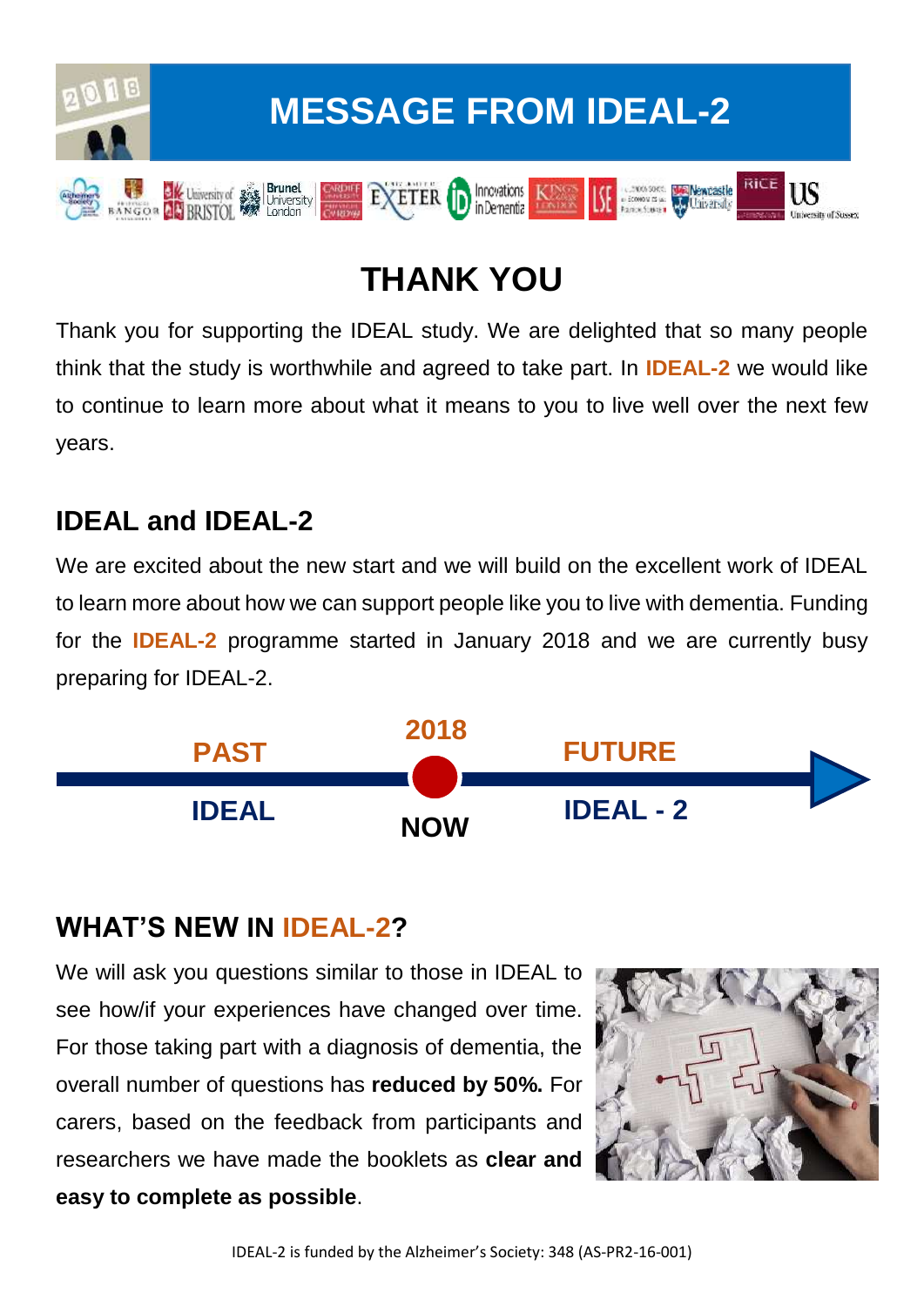# MESSAGE FROM IDEAL-2

## THANK YOU

Thank you for supporting the IDEAL study. We are delighted that so many people think that the study is worthwhile and agreed to take part. In **IDEAL-2** we would like to continue to learn more about what it means to you to live well over the next few years.

## IDEAL and IDEAL-2

We are excited about the new start and we will build on the excellent work of IDEAL to learn more about how we can support people like you to live with dementia. Funding for the **IDEAL-2** programme started in January 2018 and we are currently busy preparing for IDEAL-2.

**PAST** — **IDEAL**

**2018** — **NOW**

**FUTURE** — **IDEAL - 2**

## WHAT'S NEW IN IDEAL-2?

We will ask you questions similar to those in IDEAL to see how/if your experiences have changed over time. For those taking part with a diagnosis of dementia, the overall number of questions has **reduced by 50%.** For carers, based on the feedback from participants and researchers we have made the booklets as **clear and easy to complete as possible**.

IDEAL-2 is funded by the Alzheimer's Society: 348 (AS-PR2-16-001)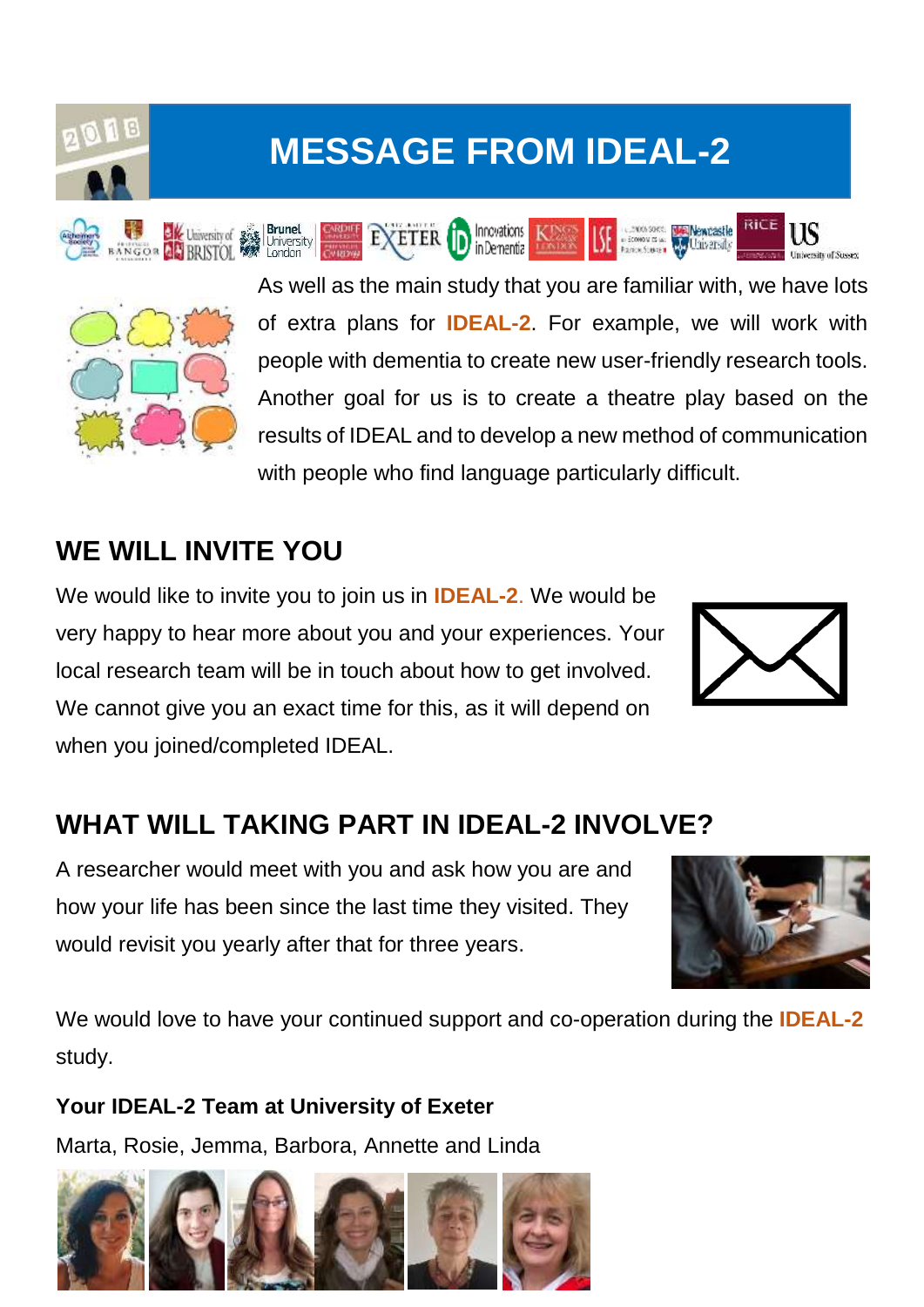# MESSAGE FROM IDEAL-2

As well as the main study that you are familiar with, we have lots of extra plans for **IDEAL-2**. For example, we will work with people with dementia to create new user-friendly research tools. Another goal for us is to create a theatre play based on the results of IDEAL and to develop a new method of communication with people who find language particularly difficult.

## WE WILL INVITE YOU

We would like to invite you to join us in **IDEAL-2**. We would be very happy to hear more about you and your experiences. Your local research team will be in touch about how to get involved. We cannot give you an exact time for this, as it will depend on when you joined/completed IDEAL.

## WHAT WILL TAKING PART IN IDEAL-2 INVOLVE?

A researcher would meet with you and ask how you are and how your life has been since the last time they visited. They would revisit you yearly after that for three years.

We would love to have your continued support and co-operation during the **IDEAL-2** study.

**Your IDEAL-2 Team at University of Exeter**

Marta, Rosie, Jemma, Barbora, Annette and Linda